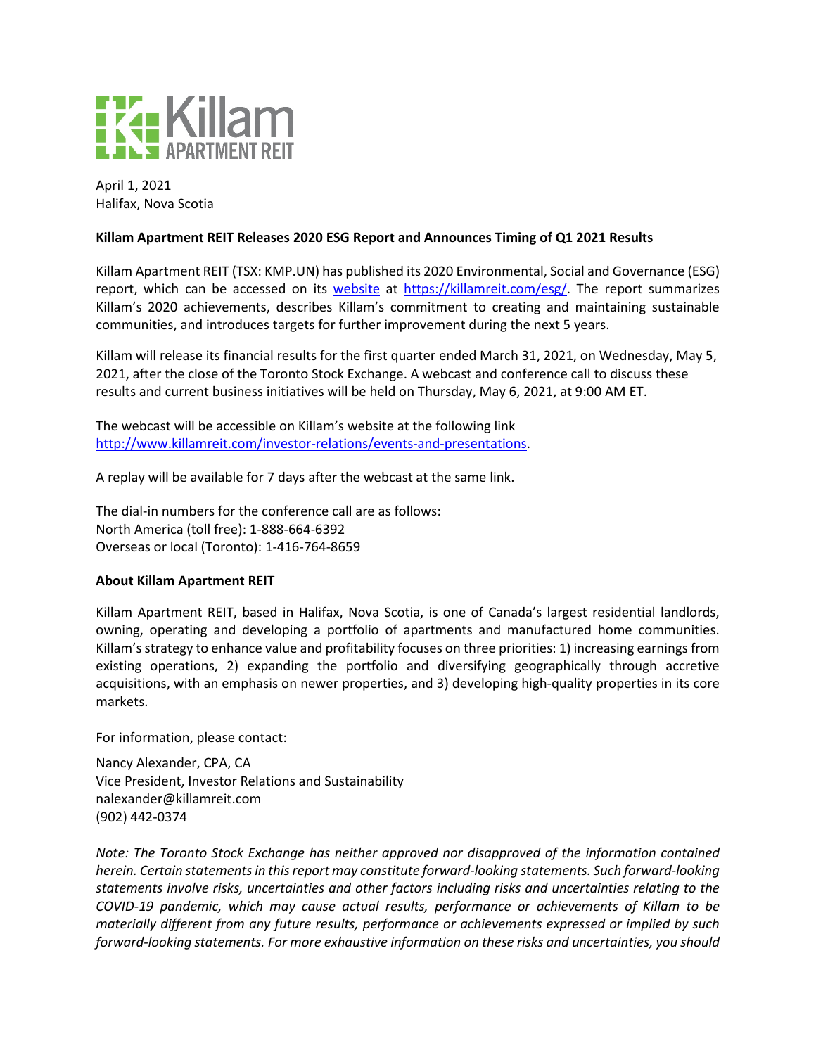Killam APARTMENT REIT

April 1, 2021
Halifax, Nova Scotia

**Killam Apartment REIT Releases 2020 ESG Report and Announces Timing of Q1 2021 Results**

Killam Apartment REIT (TSX: KMP.UN) has published its 2020 Environmental, Social and Governance (ESG) report, which can be accessed on its website at https://killamreit.com/esg/. The report summarizes Killam's 2020 achievements, describes Killam's commitment to creating and maintaining sustainable communities, and introduces targets for further improvement during the next 5 years.

Killam will release its financial results for the first quarter ended March 31, 2021, on Wednesday, May 5, 2021, after the close of the Toronto Stock Exchange. A webcast and conference call to discuss these results and current business initiatives will be held on Thursday, May 6, 2021, at 9:00 AM ET.

The webcast will be accessible on Killam's website at the following link http://www.killamreit.com/investor-relations/events-and-presentations.

A replay will be available for 7 days after the webcast at the same link.

The dial-in numbers for the conference call are as follows:
North America (toll free): 1-888-664-6392
Overseas or local (Toronto): 1-416-764-8659

**About Killam Apartment REIT**

Killam Apartment REIT, based in Halifax, Nova Scotia, is one of Canada's largest residential landlords, owning, operating and developing a portfolio of apartments and manufactured home communities. Killam's strategy to enhance value and profitability focuses on three priorities: 1) increasing earnings from existing operations, 2) expanding the portfolio and diversifying geographically through accretive acquisitions, with an emphasis on newer properties, and 3) developing high-quality properties in its core markets.

For information, please contact:

Nancy Alexander, CPA, CA
Vice President, Investor Relations and Sustainability
nalexander@killamreit.com
(902) 442-0374

*Note: The Toronto Stock Exchange has neither approved nor disapproved of the information contained herein. Certain statements in this report may constitute forward-looking statements. Such forward-looking statements involve risks, uncertainties and other factors including risks and uncertainties relating to the COVID-19 pandemic, which may cause actual results, performance or achievements of Killam to be materially different from any future results, performance or achievements expressed or implied by such forward-looking statements. For more exhaustive information on these risks and uncertainties, you should*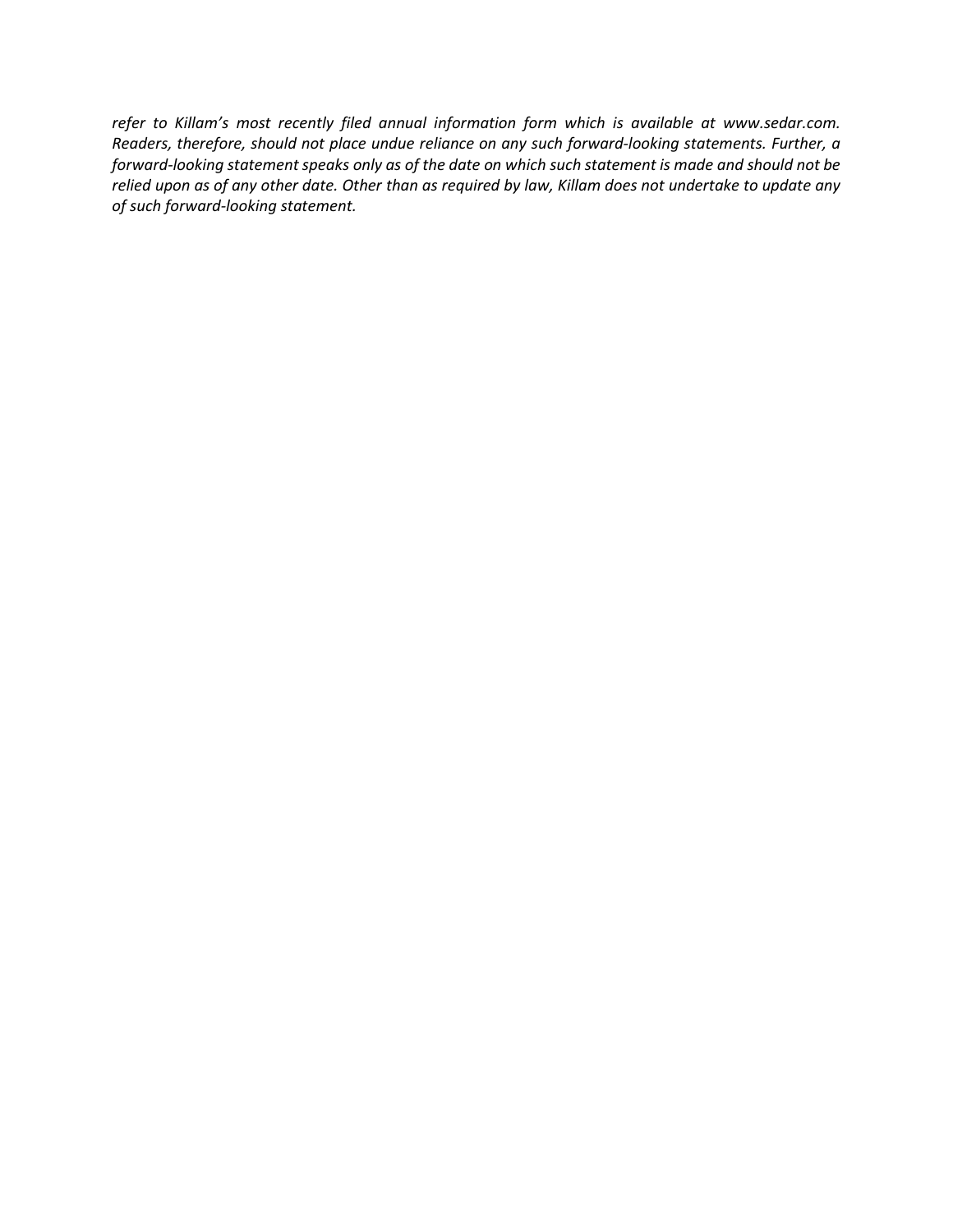*refer to Killam's most recently filed annual information form which is available at www.sedar.com. Readers, therefore, should not place undue reliance on any such forward-looking statements. Further, a forward-looking statement speaks only as of the date on which such statement is made and should not be relied upon as of any other date. Other than as required by law, Killam does not undertake to update any of such forward-looking statement.*